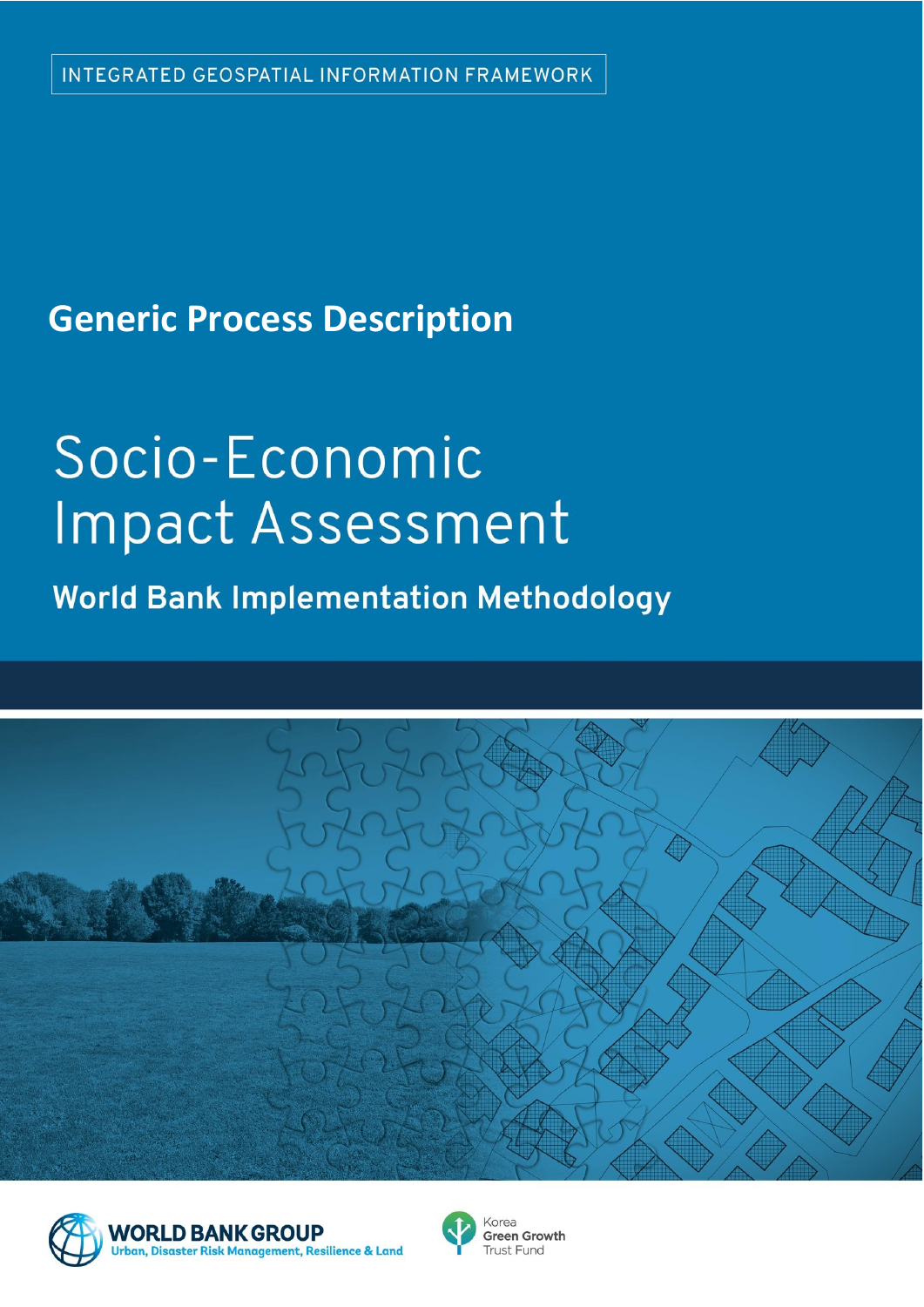INTEGRATED GEOSPATIAL INFORMATION FRAMEWORK

**Generic Process Description**

# Socio-Economic Impact Assessment

## World Bank Implementation Methodology

WORLD BANK GROUP
Urban, Disaster Risk Management, Resilience & Land

Korea
Green Growth
Trust Fund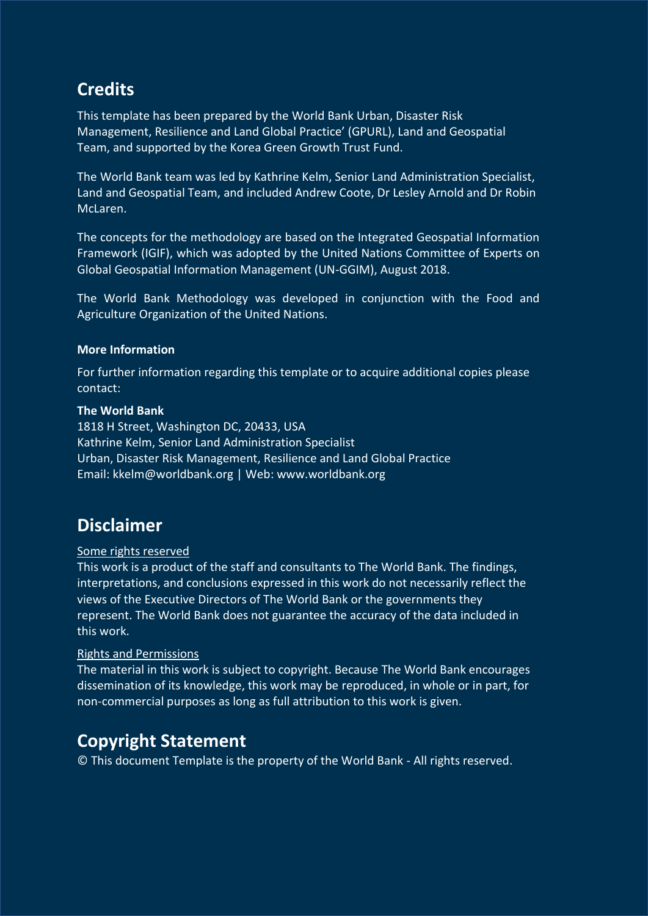## Credits

This template has been prepared by the World Bank Urban, Disaster Risk Management, Resilience and Land Global Practice' (GPURL), Land and Geospatial Team, and supported by the Korea Green Growth Trust Fund.

The World Bank team was led by Kathrine Kelm, Senior Land Administration Specialist, Land and Geospatial Team, and included Andrew Coote, Dr Lesley Arnold and Dr Robin McLaren.

The concepts for the methodology are based on the Integrated Geospatial Information Framework (IGIF), which was adopted by the United Nations Committee of Experts on Global Geospatial Information Management (UN-GGIM), August 2018.

The World Bank Methodology was developed in conjunction with the Food and Agriculture Organization of the United Nations.

**More Information**

For further information regarding this template or to acquire additional copies please contact:

**The World Bank**
1818 H Street, Washington DC, 20433, USA
Kathrine Kelm, Senior Land Administration Specialist
Urban, Disaster Risk Management, Resilience and Land Global Practice
Email: kkelm@worldbank.org | Web: www.worldbank.org

## Disclaimer

Some rights reserved
This work is a product of the staff and consultants to The World Bank. The findings, interpretations, and conclusions expressed in this work do not necessarily reflect the views of the Executive Directors of The World Bank or the governments they represent. The World Bank does not guarantee the accuracy of the data included in this work.

Rights and Permissions
The material in this work is subject to copyright. Because The World Bank encourages dissemination of its knowledge, this work may be reproduced, in whole or in part, for non-commercial purposes as long as full attribution to this work is given.

## Copyright Statement

© This document Template is the property of the World Bank - All rights reserved.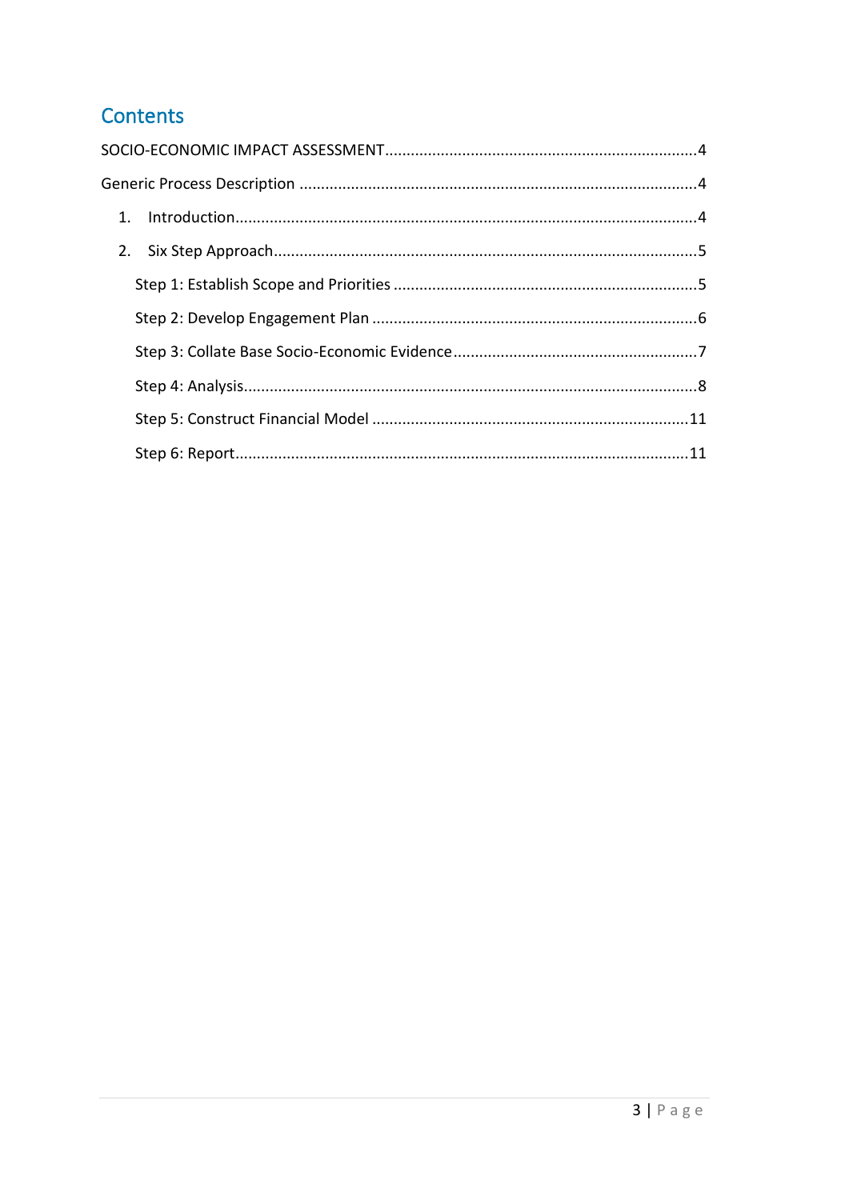# Contents

SOCIO-ECONOMIC IMPACT ASSESSMENT ........................................................................ 4

Generic Process Description ........................................................................................ 4

1. Introduction ........................................................................................................ 4
2. Six Step Approach ................................................................................................ 5
   - Step 1: Establish Scope and Priorities ...................................................................... 5
   - Step 2: Develop Engagement Plan ........................................................................... 6
   - Step 3: Collate Base Socio-Economic Evidence ......................................................... 7
   - Step 4: Analysis ..................................................................................................... 8
   - Step 5: Construct Financial Model ......................................................................... 11
   - Step 6: Report ...................................................................................................... 11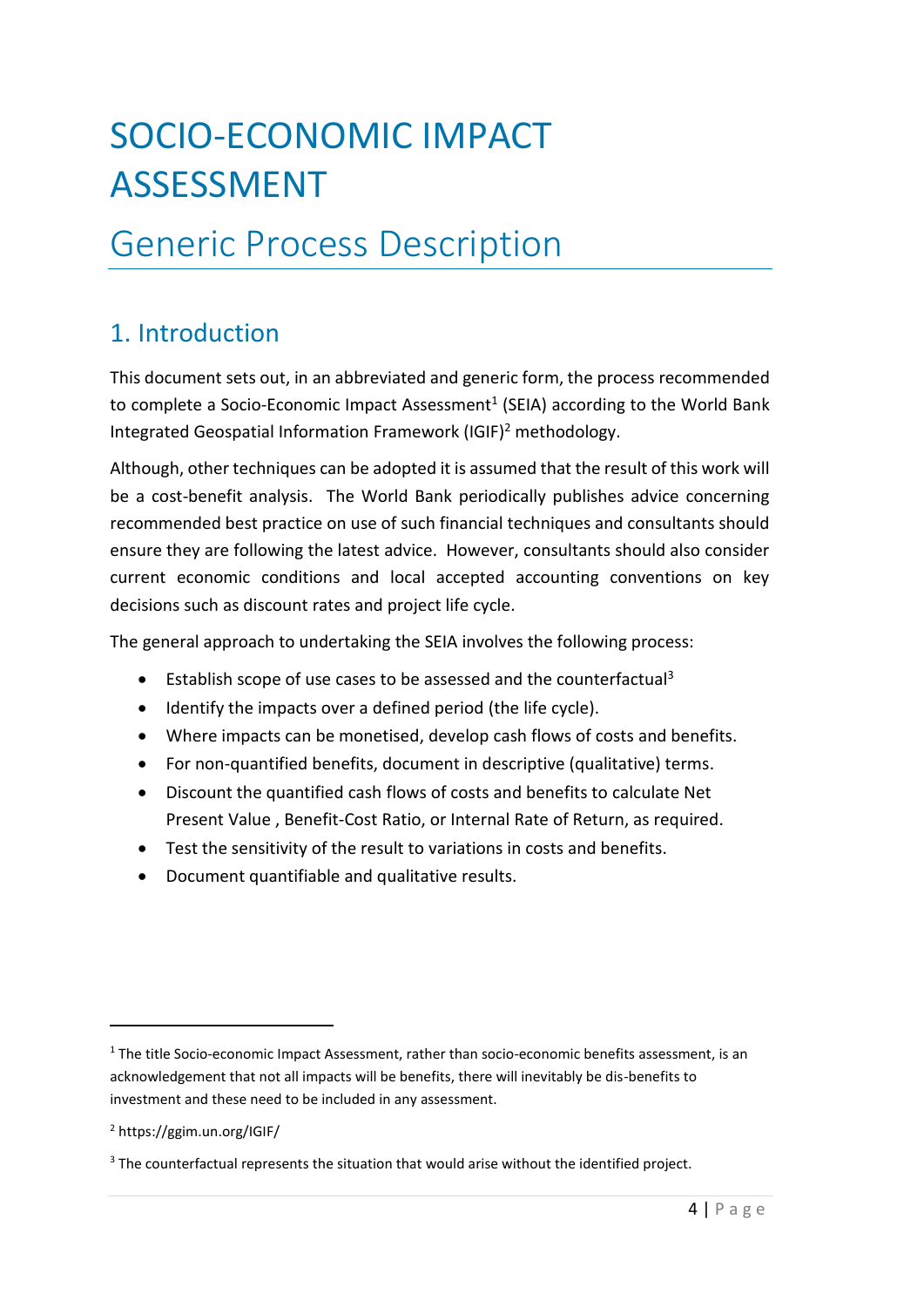# SOCIO-ECONOMIC IMPACT ASSESSMENT

# Generic Process Description

## 1. Introduction

This document sets out, in an abbreviated and generic form, the process recommended to complete a Socio-Economic Impact Assessment[1] (SEIA) according to the World Bank Integrated Geospatial Information Framework (IGIF)[2] methodology.

Although, other techniques can be adopted it is assumed that the result of this work will be a cost-benefit analysis. The World Bank periodically publishes advice concerning recommended best practice on use of such financial techniques and consultants should ensure they are following the latest advice. However, consultants should also consider current economic conditions and local accepted accounting conventions on key decisions such as discount rates and project life cycle.

The general approach to undertaking the SEIA involves the following process:

- Establish scope of use cases to be assessed and the counterfactual[3]
- Identify the impacts over a defined period (the life cycle).
- Where impacts can be monetised, develop cash flows of costs and benefits.
- For non-quantified benefits, document in descriptive (qualitative) terms.
- Discount the quantified cash flows of costs and benefits to calculate Net Present Value , Benefit-Cost Ratio, or Internal Rate of Return, as required.
- Test the sensitivity of the result to variations in costs and benefits.
- Document quantifiable and qualitative results.

---

[1] The title Socio-economic Impact Assessment, rather than socio-economic benefits assessment, is an acknowledgement that not all impacts will be benefits, there will inevitably be dis-benefits to investment and these need to be included in any assessment.

[2] https://ggim.un.org/IGIF/

[3] The counterfactual represents the situation that would arise without the identified project.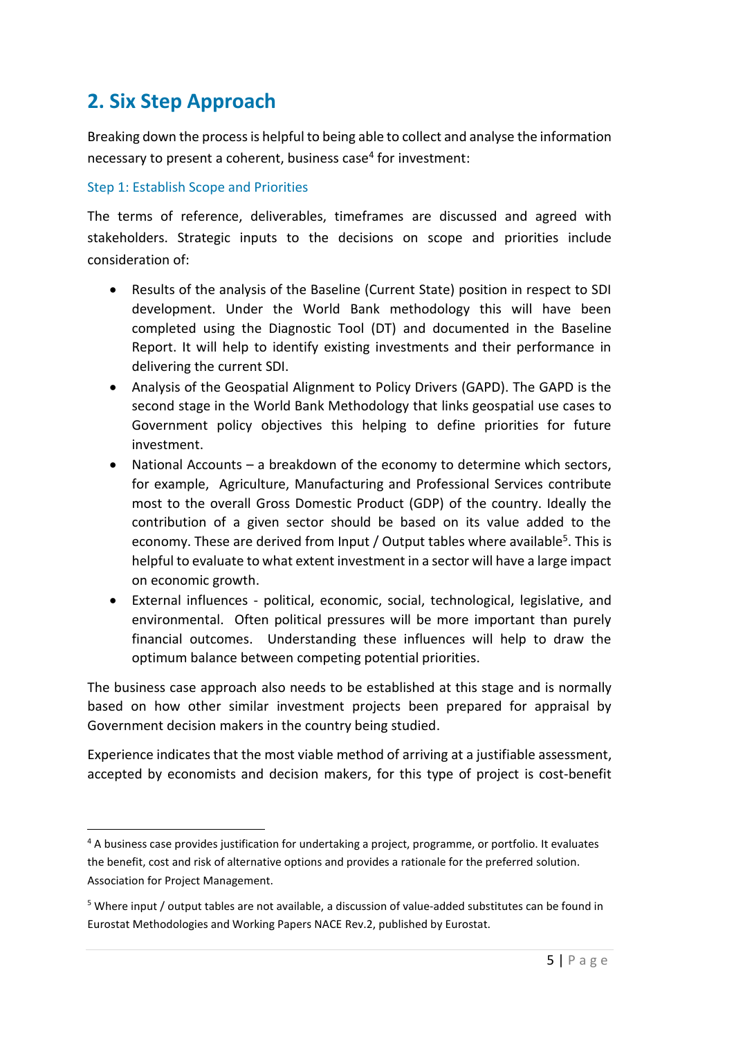## 2. Six Step Approach

Breaking down the process is helpful to being able to collect and analyse the information necessary to present a coherent, business case[4] for investment:

### Step 1: Establish Scope and Priorities

The terms of reference, deliverables, timeframes are discussed and agreed with stakeholders. Strategic inputs to the decisions on scope and priorities include consideration of:

- Results of the analysis of the Baseline (Current State) position in respect to SDI development. Under the World Bank methodology this will have been completed using the Diagnostic Tool (DT) and documented in the Baseline Report. It will help to identify existing investments and their performance in delivering the current SDI.
- Analysis of the Geospatial Alignment to Policy Drivers (GAPD). The GAPD is the second stage in the World Bank Methodology that links geospatial use cases to Government policy objectives this helping to define priorities for future investment.
- National Accounts – a breakdown of the economy to determine which sectors, for example, Agriculture, Manufacturing and Professional Services contribute most to the overall Gross Domestic Product (GDP) of the country. Ideally the contribution of a given sector should be based on its value added to the economy. These are derived from Input / Output tables where available[5]. This is helpful to evaluate to what extent investment in a sector will have a large impact on economic growth.
- External influences - political, economic, social, technological, legislative, and environmental. Often political pressures will be more important than purely financial outcomes. Understanding these influences will help to draw the optimum balance between competing potential priorities.

The business case approach also needs to be established at this stage and is normally based on how other similar investment projects been prepared for appraisal by Government decision makers in the country being studied.

Experience indicates that the most viable method of arriving at a justifiable assessment, accepted by economists and decision makers, for this type of project is cost-benefit

---

[4] A business case provides justification for undertaking a project, programme, or portfolio. It evaluates the benefit, cost and risk of alternative options and provides a rationale for the preferred solution. Association for Project Management.

[5] Where input / output tables are not available, a discussion of value-added substitutes can be found in Eurostat Methodologies and Working Papers NACE Rev.2, published by Eurostat.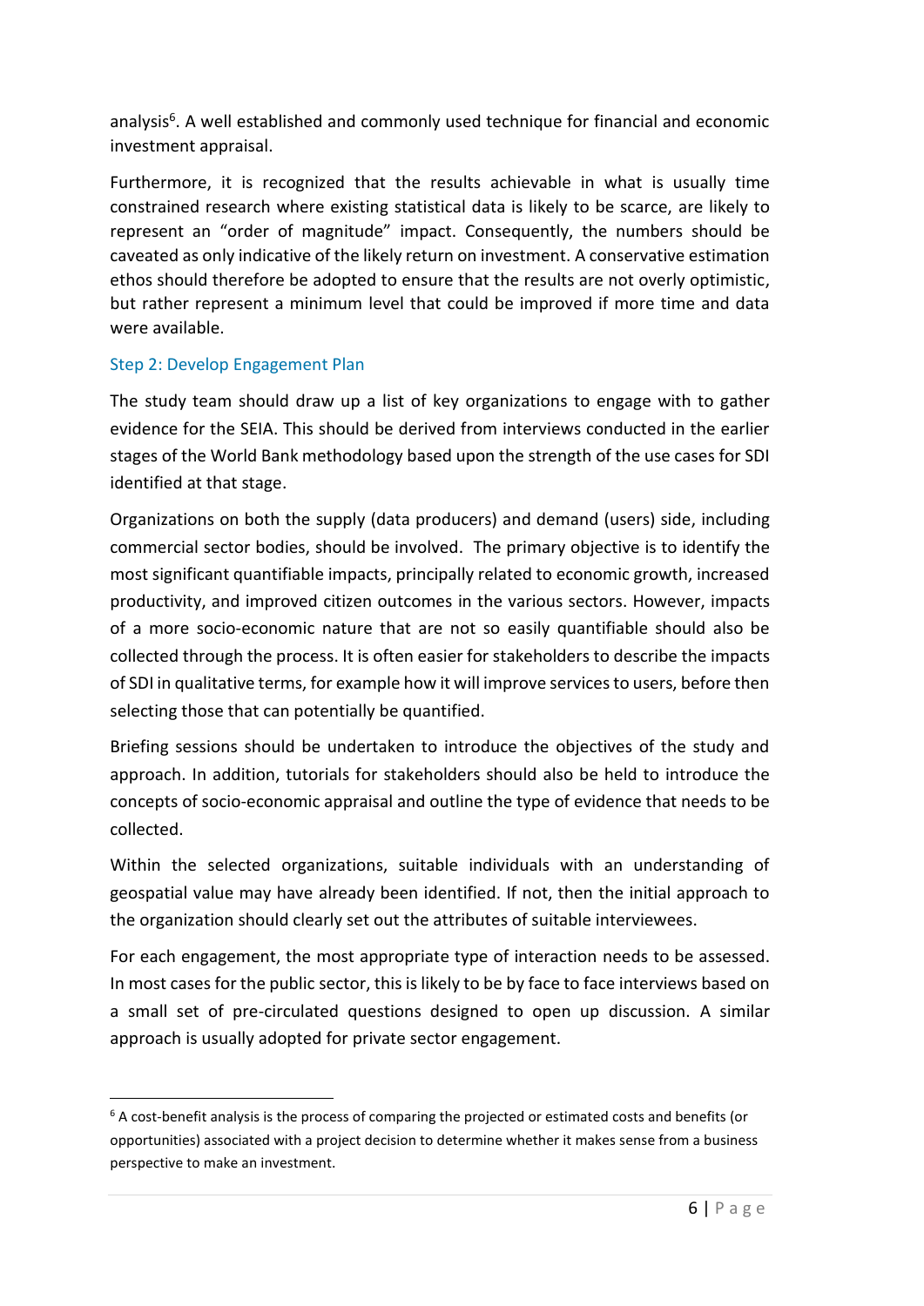analysis[6]. A well established and commonly used technique for financial and economic investment appraisal.

Furthermore, it is recognized that the results achievable in what is usually time constrained research where existing statistical data is likely to be scarce, are likely to represent an "order of magnitude" impact. Consequently, the numbers should be caveated as only indicative of the likely return on investment. A conservative estimation ethos should therefore be adopted to ensure that the results are not overly optimistic, but rather represent a minimum level that could be improved if more time and data were available.

### Step 2: Develop Engagement Plan

The study team should draw up a list of key organizations to engage with to gather evidence for the SEIA. This should be derived from interviews conducted in the earlier stages of the World Bank methodology based upon the strength of the use cases for SDI identified at that stage.

Organizations on both the supply (data producers) and demand (users) side, including commercial sector bodies, should be involved. The primary objective is to identify the most significant quantifiable impacts, principally related to economic growth, increased productivity, and improved citizen outcomes in the various sectors. However, impacts of a more socio-economic nature that are not so easily quantifiable should also be collected through the process. It is often easier for stakeholders to describe the impacts of SDI in qualitative terms, for example how it will improve services to users, before then selecting those that can potentially be quantified.

Briefing sessions should be undertaken to introduce the objectives of the study and approach. In addition, tutorials for stakeholders should also be held to introduce the concepts of socio-economic appraisal and outline the type of evidence that needs to be collected.

Within the selected organizations, suitable individuals with an understanding of geospatial value may have already been identified. If not, then the initial approach to the organization should clearly set out the attributes of suitable interviewees.

For each engagement, the most appropriate type of interaction needs to be assessed. In most cases for the public sector, this is likely to be by face to face interviews based on a small set of pre-circulated questions designed to open up discussion. A similar approach is usually adopted for private sector engagement.

---

[6] A cost-benefit analysis is the process of comparing the projected or estimated costs and benefits (or opportunities) associated with a project decision to determine whether it makes sense from a business perspective to make an investment.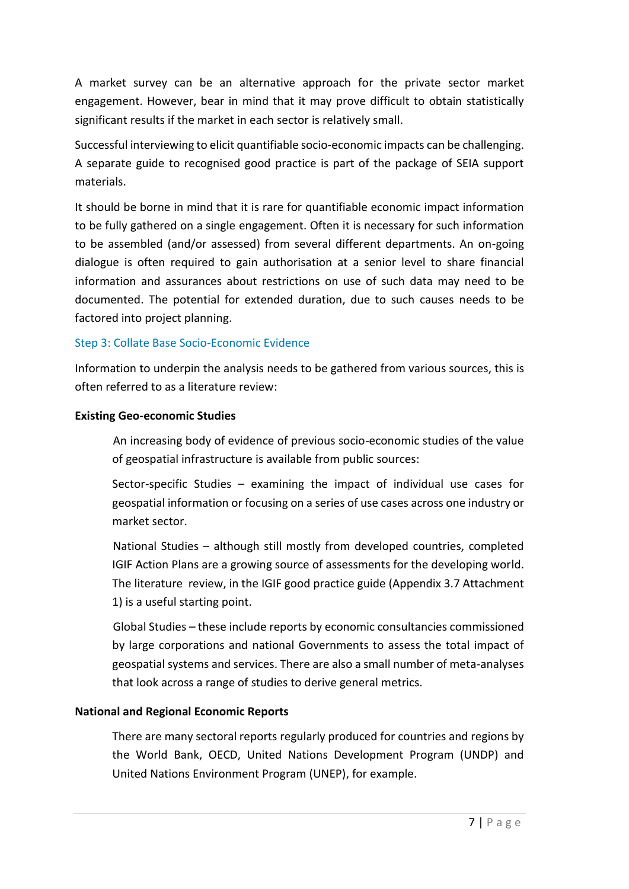A market survey can be an alternative approach for the private sector market engagement. However, bear in mind that it may prove difficult to obtain statistically significant results if the market in each sector is relatively small.

Successful interviewing to elicit quantifiable socio-economic impacts can be challenging. A separate guide to recognised good practice is part of the package of SEIA support materials.

It should be borne in mind that it is rare for quantifiable economic impact information to be fully gathered on a single engagement. Often it is necessary for such information to be assembled (and/or assessed) from several different departments. An on-going dialogue is often required to gain authorisation at a senior level to share financial information and assurances about restrictions on use of such data may need to be documented. The potential for extended duration, due to such causes needs to be factored into project planning.

### Step 3: Collate Base Socio-Economic Evidence

Information to underpin the analysis needs to be gathered from various sources, this is often referred to as a literature review:

**Existing Geo-economic Studies**

An increasing body of evidence of previous socio-economic studies of the value of geospatial infrastructure is available from public sources:

Sector-specific Studies – examining the impact of individual use cases for geospatial information or focusing on a series of use cases across one industry or market sector.

National Studies – although still mostly from developed countries, completed IGIF Action Plans are a growing source of assessments for the developing world. The literature review, in the IGIF good practice guide (Appendix 3.7 Attachment 1) is a useful starting point.

Global Studies – these include reports by economic consultancies commissioned by large corporations and national Governments to assess the total impact of geospatial systems and services. There are also a small number of meta-analyses that look across a range of studies to derive general metrics.

**National and Regional Economic Reports**

There are many sectoral reports regularly produced for countries and regions by the World Bank, OECD, United Nations Development Program (UNDP) and United Nations Environment Program (UNEP), for example.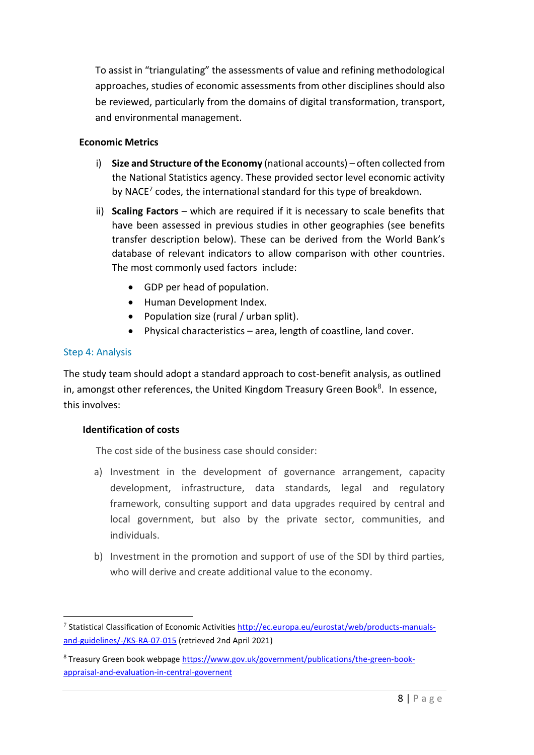To assist in "triangulating" the assessments of value and refining methodological approaches, studies of economic assessments from other disciplines should also be reviewed, particularly from the domains of digital transformation, transport, and environmental management.

**Economic Metrics**

i) **Size and Structure of the Economy** (national accounts) – often collected from the National Statistics agency. These provided sector level economic activity by NACE[7] codes, the international standard for this type of breakdown.

ii) **Scaling Factors** – which are required if it is necessary to scale benefits that have been assessed in previous studies in other geographies (see benefits transfer description below). These can be derived from the World Bank's database of relevant indicators to allow comparison with other countries. The most commonly used factors include:

- GDP per head of population.
- Human Development Index.
- Population size (rural / urban split).
- Physical characteristics – area, length of coastline, land cover.

### Step 4: Analysis

The study team should adopt a standard approach to cost-benefit analysis, as outlined in, amongst other references, the United Kingdom Treasury Green Book[8]. In essence, this involves:

**Identification of costs**

The cost side of the business case should consider:

a) Investment in the development of governance arrangement, capacity development, infrastructure, data standards, legal and regulatory framework, consulting support and data upgrades required by central and local government, but also by the private sector, communities, and individuals.

b) Investment in the promotion and support of use of the SDI by third parties, who will derive and create additional value to the economy.

---

[7] Statistical Classification of Economic Activities http://ec.europa.eu/eurostat/web/products-manuals-and-guidelines/-/KS-RA-07-015 (retrieved 2nd April 2021)

[8] Treasury Green book webpage https://www.gov.uk/government/publications/the-green-book-appraisal-and-evaluation-in-central-governent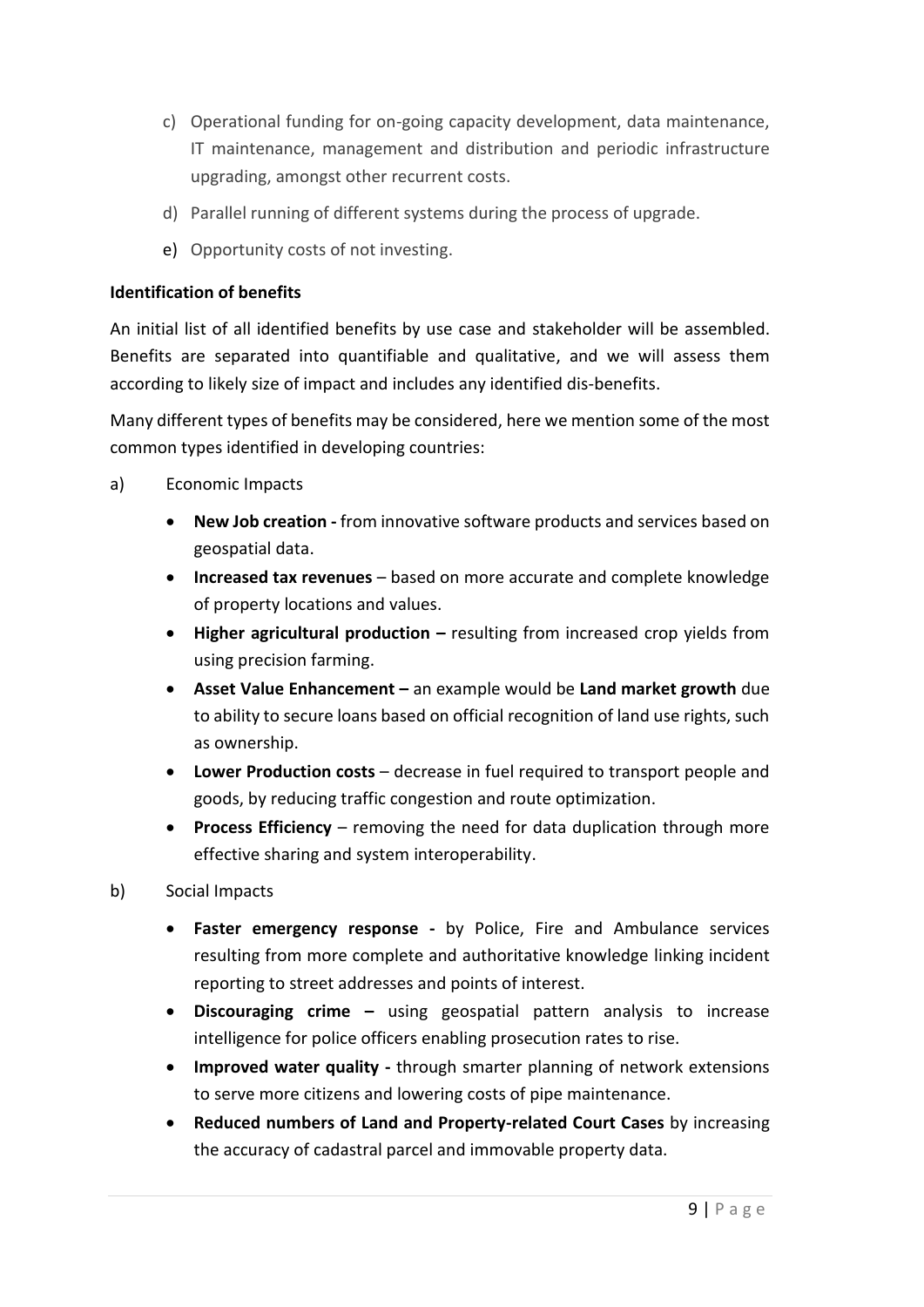c) Operational funding for on-going capacity development, data maintenance, IT maintenance, management and distribution and periodic infrastructure upgrading, amongst other recurrent costs.

d) Parallel running of different systems during the process of upgrade.

e) Opportunity costs of not investing.

**Identification of benefits**

An initial list of all identified benefits by use case and stakeholder will be assembled. Benefits are separated into quantifiable and qualitative, and we will assess them according to likely size of impact and includes any identified dis-benefits.

Many different types of benefits may be considered, here we mention some of the most common types identified in developing countries:

a) Economic Impacts

- **New Job creation -** from innovative software products and services based on geospatial data.
- **Increased tax revenues** – based on more accurate and complete knowledge of property locations and values.
- **Higher agricultural production –** resulting from increased crop yields from using precision farming.
- **Asset Value Enhancement –** an example would be **Land market growth** due to ability to secure loans based on official recognition of land use rights, such as ownership.
- **Lower Production costs** – decrease in fuel required to transport people and goods, by reducing traffic congestion and route optimization.
- **Process Efficiency** – removing the need for data duplication through more effective sharing and system interoperability.

b) Social Impacts

- **Faster emergency response -** by Police, Fire and Ambulance services resulting from more complete and authoritative knowledge linking incident reporting to street addresses and points of interest.
- **Discouraging crime –** using geospatial pattern analysis to increase intelligence for police officers enabling prosecution rates to rise.
- **Improved water quality -** through smarter planning of network extensions to serve more citizens and lowering costs of pipe maintenance.
- **Reduced numbers of Land and Property-related Court Cases** by increasing the accuracy of cadastral parcel and immovable property data.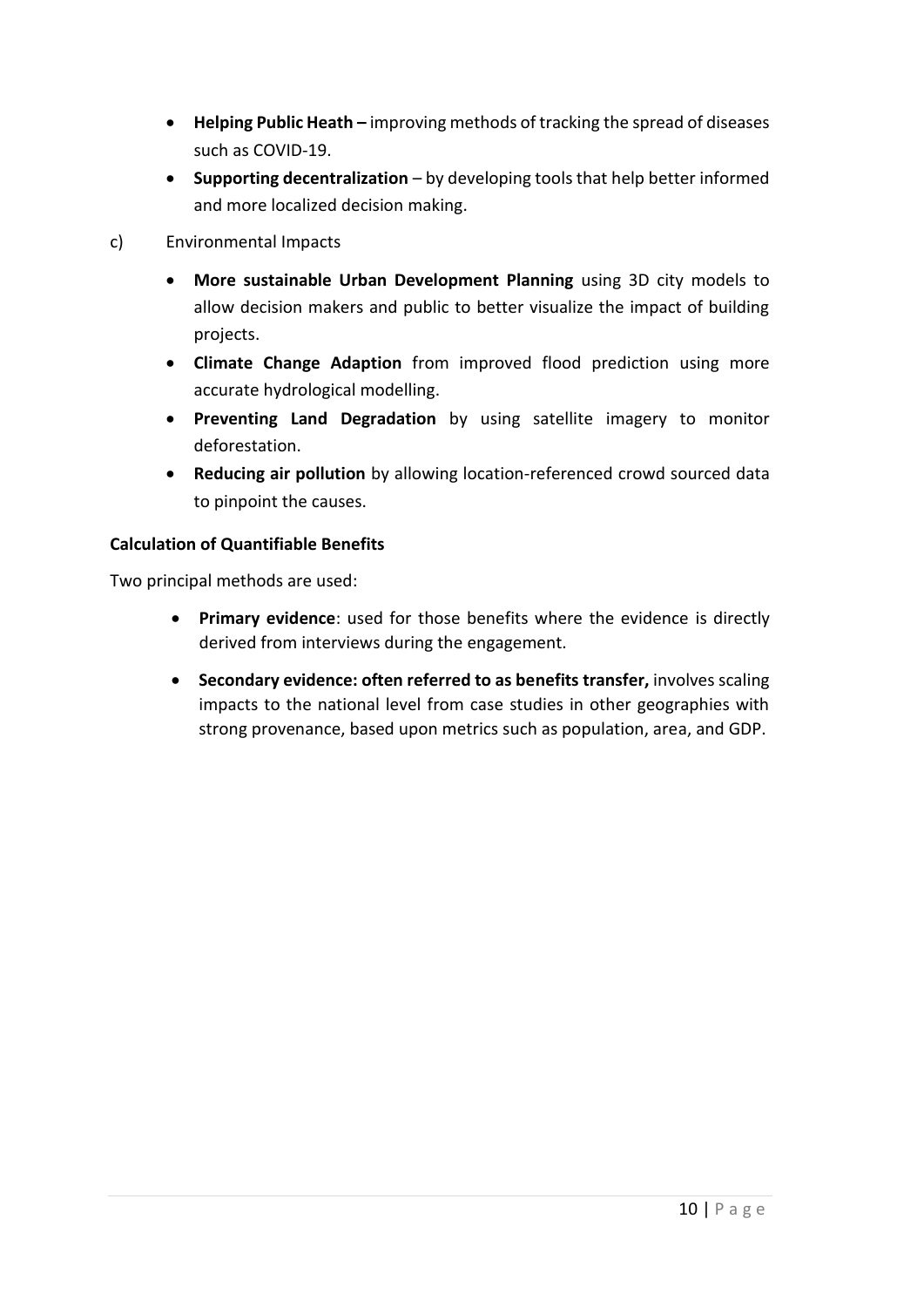- **Helping Public Heath –** improving methods of tracking the spread of diseases such as COVID-19.
- **Supporting decentralization** – by developing tools that help better informed and more localized decision making.

c) Environmental Impacts

- **More sustainable Urban Development Planning** using 3D city models to allow decision makers and public to better visualize the impact of building projects.
- **Climate Change Adaption** from improved flood prediction using more accurate hydrological modelling.
- **Preventing Land Degradation** by using satellite imagery to monitor deforestation.
- **Reducing air pollution** by allowing location-referenced crowd sourced data to pinpoint the causes.

**Calculation of Quantifiable Benefits**

Two principal methods are used:

- **Primary evidence**: used for those benefits where the evidence is directly derived from interviews during the engagement.
- **Secondary evidence: often referred to as benefits transfer,** involves scaling impacts to the national level from case studies in other geographies with strong provenance, based upon metrics such as population, area, and GDP.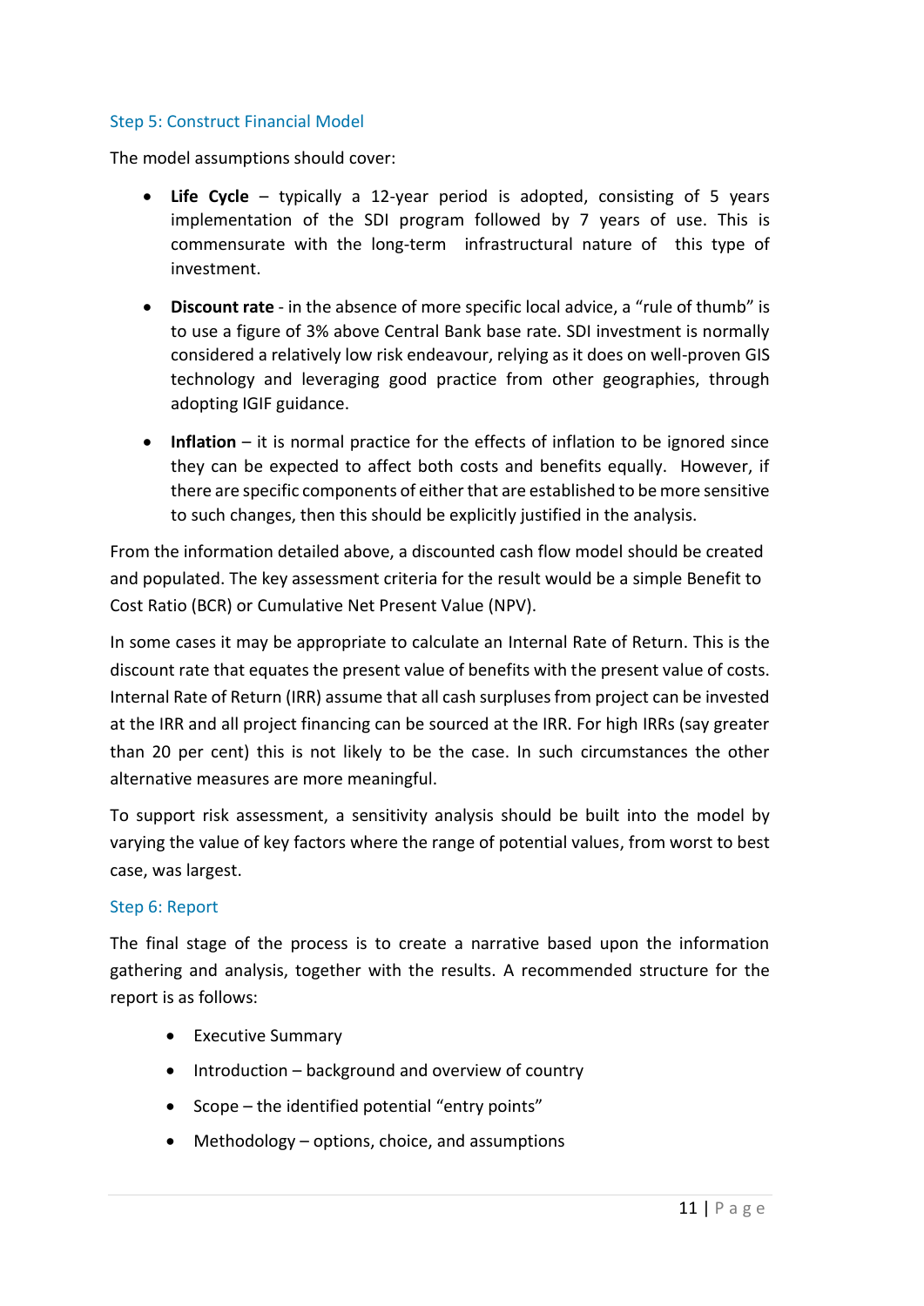### Step 5: Construct Financial Model

The model assumptions should cover:

- **Life Cycle** – typically a 12-year period is adopted, consisting of 5 years implementation of the SDI program followed by 7 years of use. This is commensurate with the long-term infrastructural nature of this type of investment.
- **Discount rate** - in the absence of more specific local advice, a "rule of thumb" is to use a figure of 3% above Central Bank base rate. SDI investment is normally considered a relatively low risk endeavour, relying as it does on well-proven GIS technology and leveraging good practice from other geographies, through adopting IGIF guidance.
- **Inflation** – it is normal practice for the effects of inflation to be ignored since they can be expected to affect both costs and benefits equally. However, if there are specific components of either that are established to be more sensitive to such changes, then this should be explicitly justified in the analysis.

From the information detailed above, a discounted cash flow model should be created and populated. The key assessment criteria for the result would be a simple Benefit to Cost Ratio (BCR) or Cumulative Net Present Value (NPV).

In some cases it may be appropriate to calculate an Internal Rate of Return. This is the discount rate that equates the present value of benefits with the present value of costs. Internal Rate of Return (IRR) assume that all cash surpluses from project can be invested at the IRR and all project financing can be sourced at the IRR. For high IRRs (say greater than 20 per cent) this is not likely to be the case. In such circumstances the other alternative measures are more meaningful.

To support risk assessment, a sensitivity analysis should be built into the model by varying the value of key factors where the range of potential values, from worst to best case, was largest.

### Step 6: Report

The final stage of the process is to create a narrative based upon the information gathering and analysis, together with the results. A recommended structure for the report is as follows:

- Executive Summary
- Introduction – background and overview of country
- Scope – the identified potential "entry points"
- Methodology – options, choice, and assumptions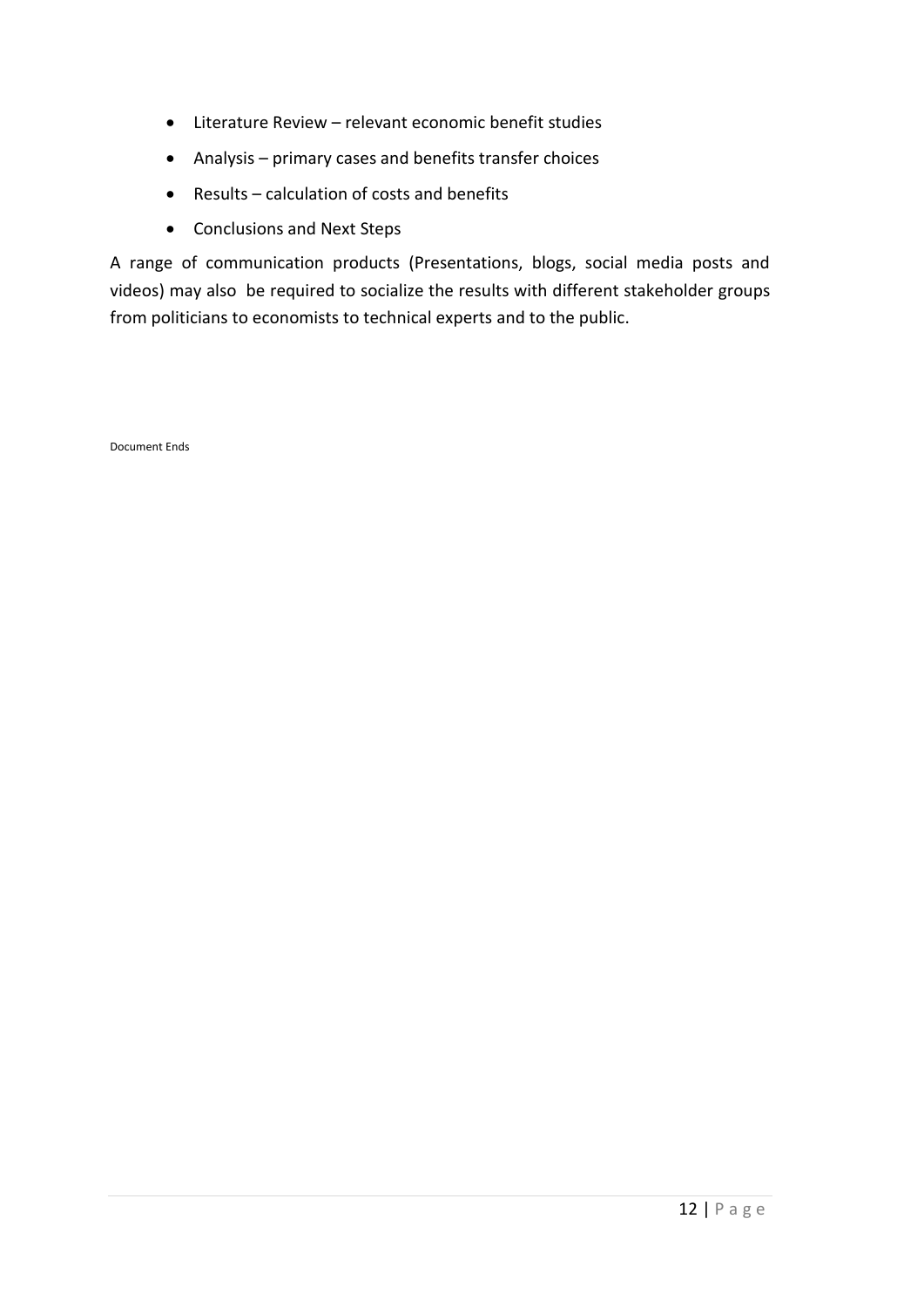- Literature Review – relevant economic benefit studies
- Analysis – primary cases and benefits transfer choices
- Results – calculation of costs and benefits
- Conclusions and Next Steps

A range of communication products (Presentations, blogs, social media posts and videos) may also be required to socialize the results with different stakeholder groups from politicians to economists to technical experts and to the public.

Document Ends